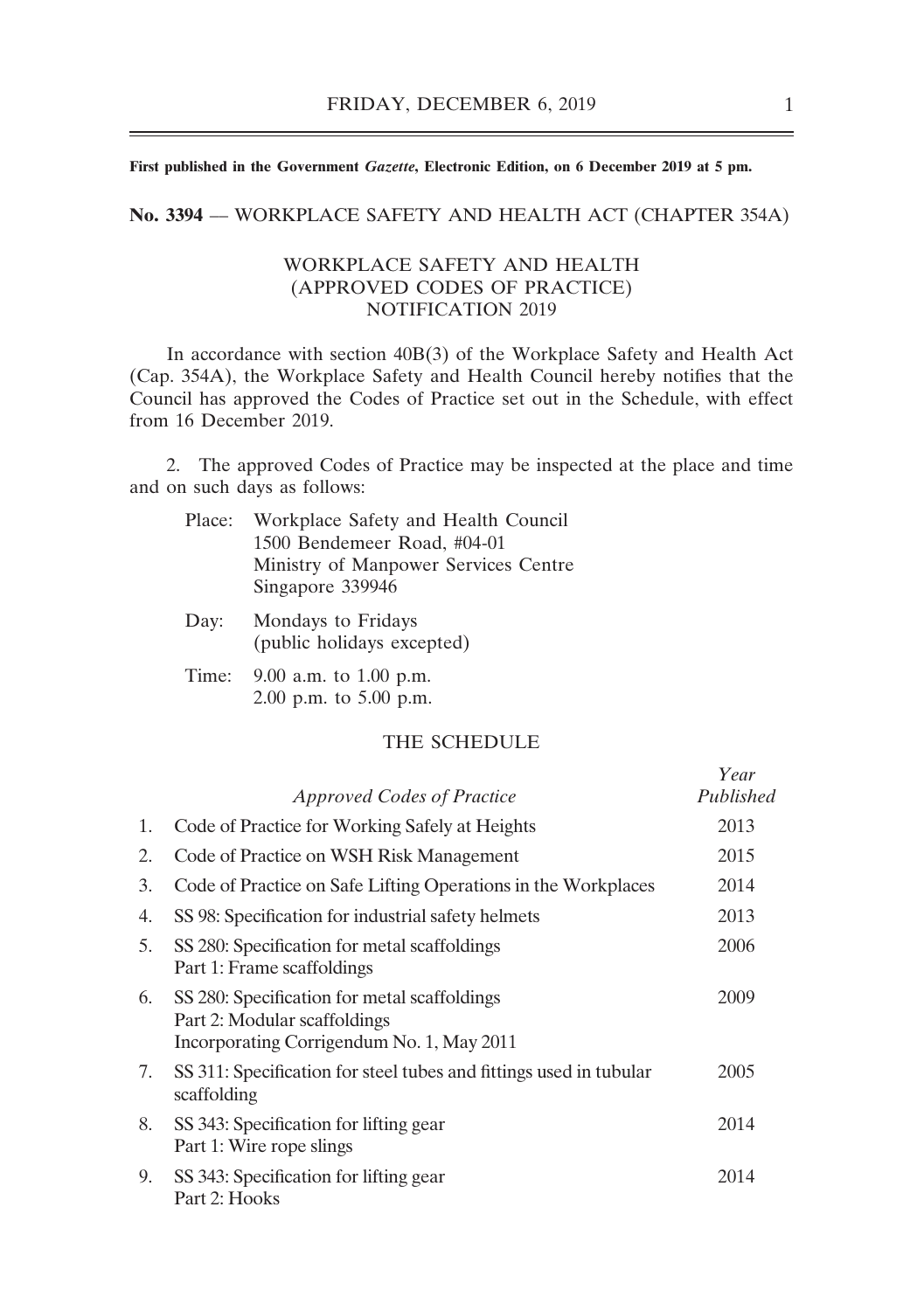**First published in the Government *Gazette*, Electronic Edition, on 6 December 2019 at 5 pm.**

**No. 3394** — WORKPLACE SAFETY AND HEALTH ACT (CHAPTER 354A)

## WORKPLACE SAFETY AND HEALTH (APPROVED CODES OF PRACTICE) NOTIFICATION 2019

In accordance with section 40B(3) of the Workplace Safety and Health Act (Cap. 354A), the Workplace Safety and Health Council hereby notifies that the Council has approved the Codes of Practice set out in the Schedule, with effect from 16 December 2019.

2. The approved Codes of Practice may be inspected at the place and time and on such days as follows:

Place: Workplace Safety and Health Council
1500 Bendemeer Road, #04-01
Ministry of Manpower Services Centre
Singapore 339946

Day: Mondays to Fridays
(public holidays excepted)

Time: 9.00 a.m. to 1.00 p.m.
2.00 p.m. to 5.00 p.m.

### THE SCHEDULE

| | *Approved Codes of Practice* | *Year Published* |
|---|---|---|
| 1. | Code of Practice for Working Safely at Heights | 2013 |
| 2. | Code of Practice on WSH Risk Management | 2015 |
| 3. | Code of Practice on Safe Lifting Operations in the Workplaces | 2014 |
| 4. | SS 98: Specification for industrial safety helmets | 2013 |
| 5. | SS 280: Specification for metal scaffoldings<br>Part 1: Frame scaffoldings | 2006 |
| 6. | SS 280: Specification for metal scaffoldings<br>Part 2: Modular scaffoldings<br>Incorporating Corrigendum No. 1, May 2011 | 2009 |
| 7. | SS 311: Specification for steel tubes and fittings used in tubular scaffolding | 2005 |
| 8. | SS 343: Specification for lifting gear<br>Part 1: Wire rope slings | 2014 |
| 9. | SS 343: Specification for lifting gear<br>Part 2: Hooks | 2014 |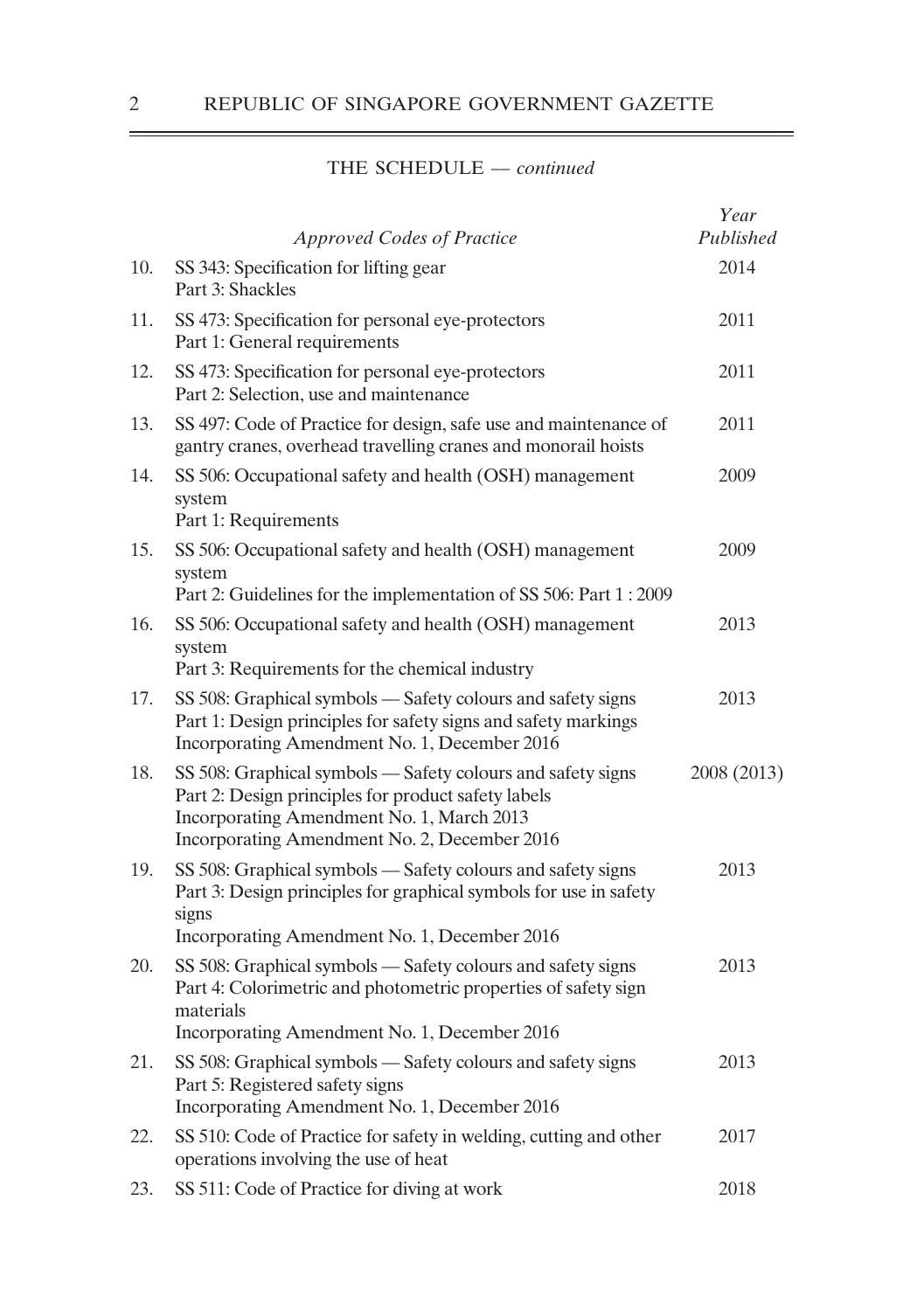THE SCHEDULE — *continued*

| | *Approved Codes of Practice* | *Year Published* |
|---|---|---|
| 10. | SS 343: Specification for lifting gear<br>Part 3: Shackles | 2014 |
| 11. | SS 473: Specification for personal eye-protectors<br>Part 1: General requirements | 2011 |
| 12. | SS 473: Specification for personal eye-protectors<br>Part 2: Selection, use and maintenance | 2011 |
| 13. | SS 497: Code of Practice for design, safe use and maintenance of gantry cranes, overhead travelling cranes and monorail hoists | 2011 |
| 14. | SS 506: Occupational safety and health (OSH) management system<br>Part 1: Requirements | 2009 |
| 15. | SS 506: Occupational safety and health (OSH) management system<br>Part 2: Guidelines for the implementation of SS 506: Part 1 : 2009 | 2009 |
| 16. | SS 506: Occupational safety and health (OSH) management system<br>Part 3: Requirements for the chemical industry | 2013 |
| 17. | SS 508: Graphical symbols — Safety colours and safety signs<br>Part 1: Design principles for safety signs and safety markings<br>Incorporating Amendment No. 1, December 2016 | 2013 |
| 18. | SS 508: Graphical symbols — Safety colours and safety signs<br>Part 2: Design principles for product safety labels<br>Incorporating Amendment No. 1, March 2013<br>Incorporating Amendment No. 2, December 2016 | 2008 (2013) |
| 19. | SS 508: Graphical symbols — Safety colours and safety signs<br>Part 3: Design principles for graphical symbols for use in safety signs<br>Incorporating Amendment No. 1, December 2016 | 2013 |
| 20. | SS 508: Graphical symbols — Safety colours and safety signs<br>Part 4: Colorimetric and photometric properties of safety sign materials<br>Incorporating Amendment No. 1, December 2016 | 2013 |
| 21. | SS 508: Graphical symbols — Safety colours and safety signs<br>Part 5: Registered safety signs<br>Incorporating Amendment No. 1, December 2016 | 2013 |
| 22. | SS 510: Code of Practice for safety in welding, cutting and other operations involving the use of heat | 2017 |
| 23. | SS 511: Code of Practice for diving at work | 2018 |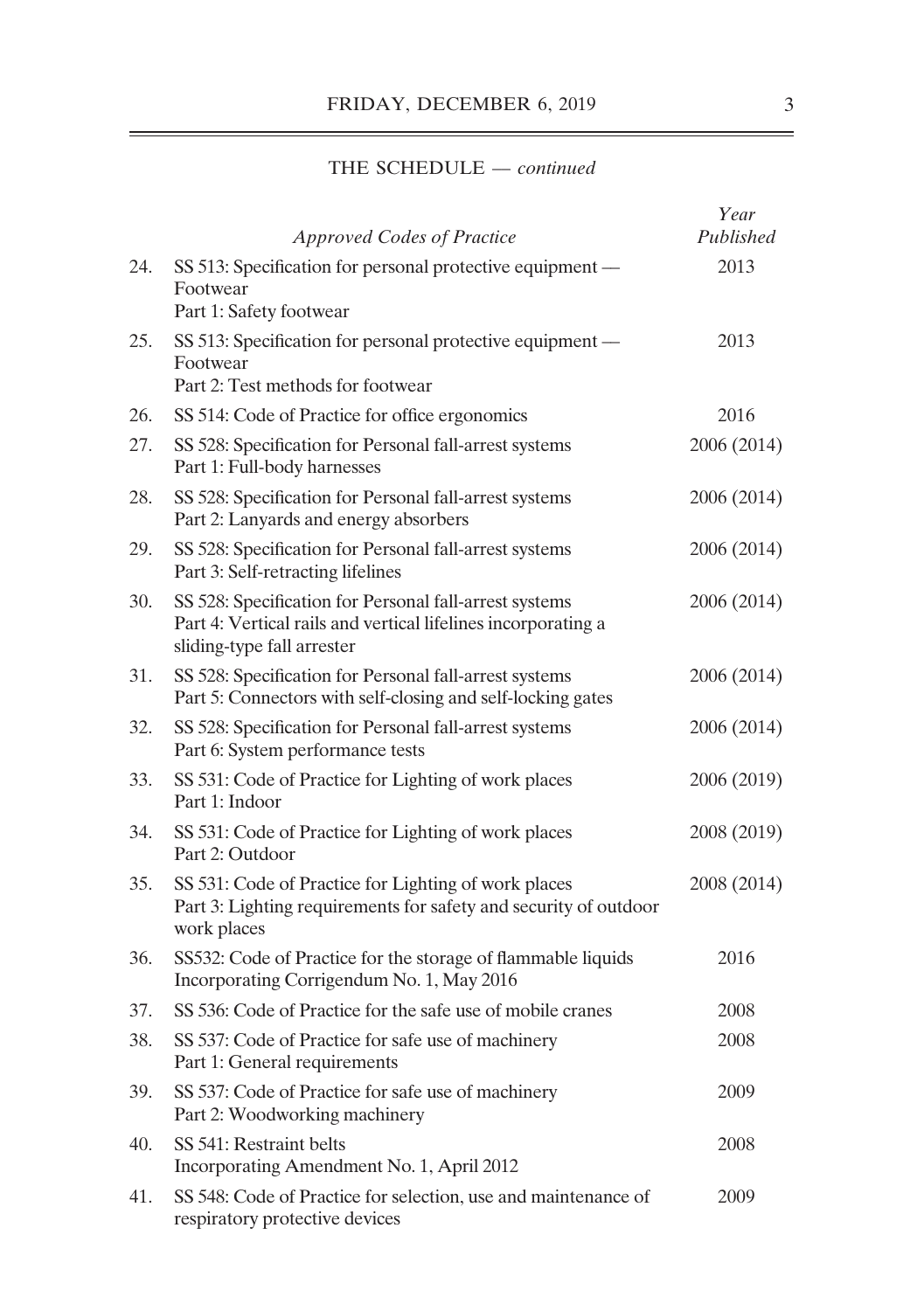THE SCHEDULE — *continued*

| | *Approved Codes of Practice* | *Year Published* |
|---|---|---|
| 24. | SS 513: Specification for personal protective equipment — Footwear<br>Part 1: Safety footwear | 2013 |
| 25. | SS 513: Specification for personal protective equipment — Footwear<br>Part 2: Test methods for footwear | 2013 |
| 26. | SS 514: Code of Practice for office ergonomics | 2016 |
| 27. | SS 528: Specification for Personal fall-arrest systems<br>Part 1: Full-body harnesses | 2006 (2014) |
| 28. | SS 528: Specification for Personal fall-arrest systems<br>Part 2: Lanyards and energy absorbers | 2006 (2014) |
| 29. | SS 528: Specification for Personal fall-arrest systems<br>Part 3: Self-retracting lifelines | 2006 (2014) |
| 30. | SS 528: Specification for Personal fall-arrest systems<br>Part 4: Vertical rails and vertical lifelines incorporating a sliding-type fall arrester | 2006 (2014) |
| 31. | SS 528: Specification for Personal fall-arrest systems<br>Part 5: Connectors with self-closing and self-locking gates | 2006 (2014) |
| 32. | SS 528: Specification for Personal fall-arrest systems<br>Part 6: System performance tests | 2006 (2014) |
| 33. | SS 531: Code of Practice for Lighting of work places<br>Part 1: Indoor | 2006 (2019) |
| 34. | SS 531: Code of Practice for Lighting of work places<br>Part 2: Outdoor | 2008 (2019) |
| 35. | SS 531: Code of Practice for Lighting of work places<br>Part 3: Lighting requirements for safety and security of outdoor work places | 2008 (2014) |
| 36. | SS532: Code of Practice for the storage of flammable liquids<br>Incorporating Corrigendum No. 1, May 2016 | 2016 |
| 37. | SS 536: Code of Practice for the safe use of mobile cranes | 2008 |
| 38. | SS 537: Code of Practice for safe use of machinery<br>Part 1: General requirements | 2008 |
| 39. | SS 537: Code of Practice for safe use of machinery<br>Part 2: Woodworking machinery | 2009 |
| 40. | SS 541: Restraint belts<br>Incorporating Amendment No. 1, April 2012 | 2008 |
| 41. | SS 548: Code of Practice for selection, use and maintenance of respiratory protective devices | 2009 |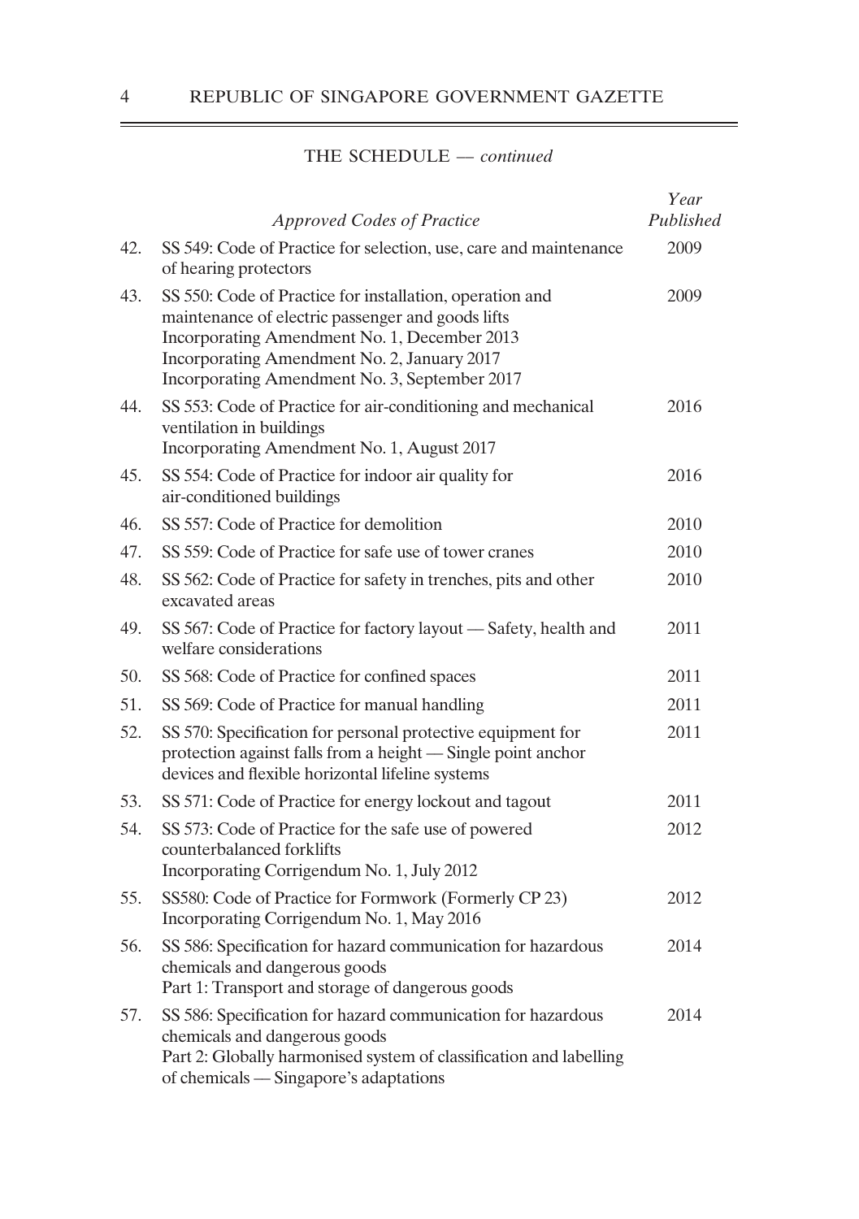THE SCHEDULE — *continued*

| | *Approved Codes of Practice* | *Year Published* |
|---|---|---|
| 42. | SS 549: Code of Practice for selection, use, care and maintenance of hearing protectors | 2009 |
| 43. | SS 550: Code of Practice for installation, operation and maintenance of electric passenger and goods lifts<br>Incorporating Amendment No. 1, December 2013<br>Incorporating Amendment No. 2, January 2017<br>Incorporating Amendment No. 3, September 2017 | 2009 |
| 44. | SS 553: Code of Practice for air-conditioning and mechanical ventilation in buildings<br>Incorporating Amendment No. 1, August 2017 | 2016 |
| 45. | SS 554: Code of Practice for indoor air quality for air-conditioned buildings | 2016 |
| 46. | SS 557: Code of Practice for demolition | 2010 |
| 47. | SS 559: Code of Practice for safe use of tower cranes | 2010 |
| 48. | SS 562: Code of Practice for safety in trenches, pits and other excavated areas | 2010 |
| 49. | SS 567: Code of Practice for factory layout — Safety, health and welfare considerations | 2011 |
| 50. | SS 568: Code of Practice for confined spaces | 2011 |
| 51. | SS 569: Code of Practice for manual handling | 2011 |
| 52. | SS 570: Specification for personal protective equipment for protection against falls from a height — Single point anchor devices and flexible horizontal lifeline systems | 2011 |
| 53. | SS 571: Code of Practice for energy lockout and tagout | 2011 |
| 54. | SS 573: Code of Practice for the safe use of powered counterbalanced forklifts<br>Incorporating Corrigendum No. 1, July 2012 | 2012 |
| 55. | SS580: Code of Practice for Formwork (Formerly CP 23)<br>Incorporating Corrigendum No. 1, May 2016 | 2012 |
| 56. | SS 586: Specification for hazard communication for hazardous chemicals and dangerous goods<br>Part 1: Transport and storage of dangerous goods | 2014 |
| 57. | SS 586: Specification for hazard communication for hazardous chemicals and dangerous goods<br>Part 2: Globally harmonised system of classification and labelling of chemicals — Singapore's adaptations | 2014 |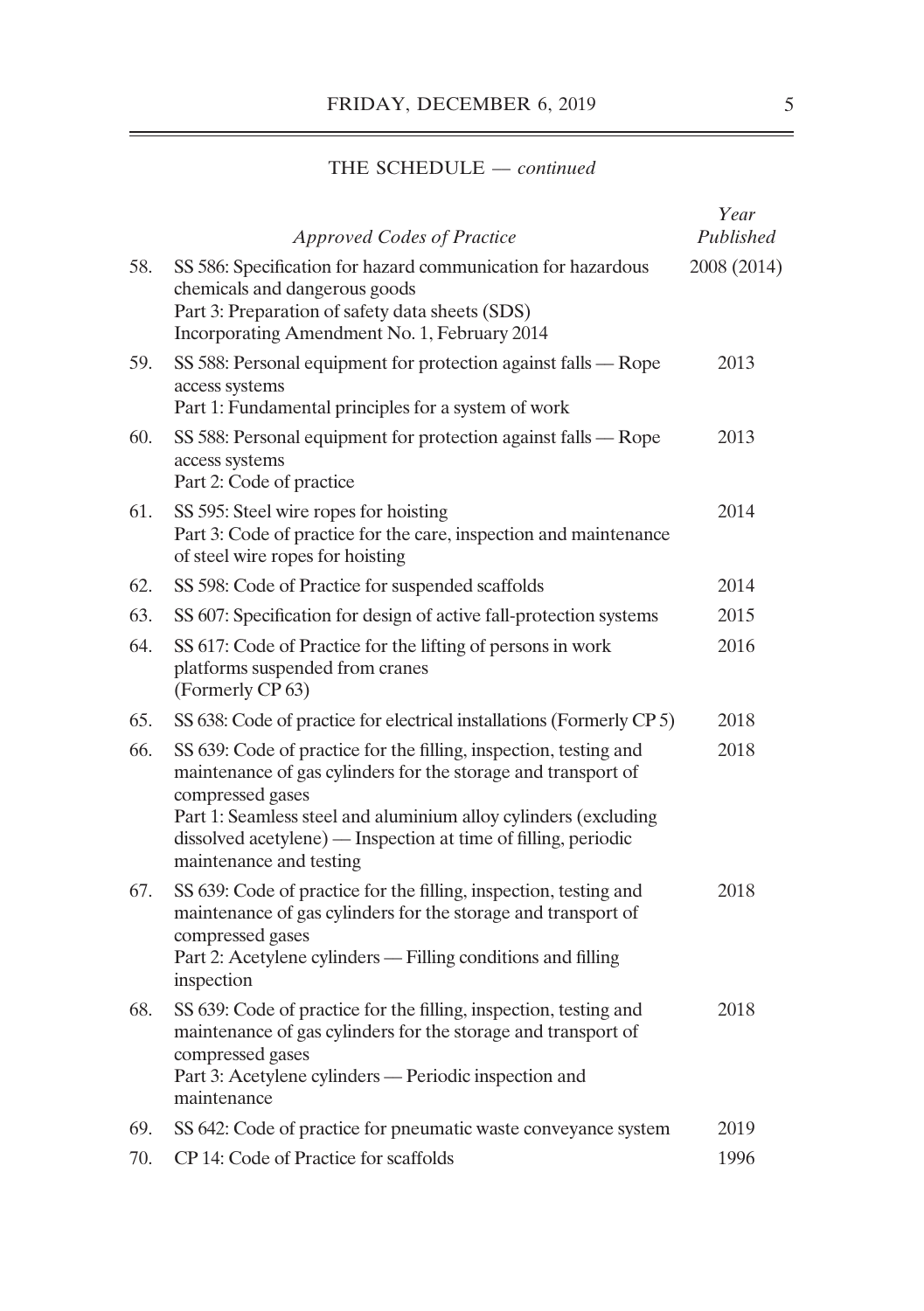THE SCHEDULE — *continued*

| | *Approved Codes of Practice* | *Year Published* |
|---|---|---|
| 58. | SS 586: Specification for hazard communication for hazardous chemicals and dangerous goods<br>Part 3: Preparation of safety data sheets (SDS)<br>Incorporating Amendment No. 1, February 2014 | 2008 (2014) |
| 59. | SS 588: Personal equipment for protection against falls — Rope access systems<br>Part 1: Fundamental principles for a system of work | 2013 |
| 60. | SS 588: Personal equipment for protection against falls — Rope access systems<br>Part 2: Code of practice | 2013 |
| 61. | SS 595: Steel wire ropes for hoisting<br>Part 3: Code of practice for the care, inspection and maintenance of steel wire ropes for hoisting | 2014 |
| 62. | SS 598: Code of Practice for suspended scaffolds | 2014 |
| 63. | SS 607: Specification for design of active fall-protection systems | 2015 |
| 64. | SS 617: Code of Practice for the lifting of persons in work platforms suspended from cranes<br>(Formerly CP 63) | 2016 |
| 65. | SS 638: Code of practice for electrical installations (Formerly CP 5) | 2018 |
| 66. | SS 639: Code of practice for the filling, inspection, testing and maintenance of gas cylinders for the storage and transport of compressed gases<br>Part 1: Seamless steel and aluminium alloy cylinders (excluding dissolved acetylene) — Inspection at time of filling, periodic maintenance and testing | 2018 |
| 67. | SS 639: Code of practice for the filling, inspection, testing and maintenance of gas cylinders for the storage and transport of compressed gases<br>Part 2: Acetylene cylinders — Filling conditions and filling inspection | 2018 |
| 68. | SS 639: Code of practice for the filling, inspection, testing and maintenance of gas cylinders for the storage and transport of compressed gases<br>Part 3: Acetylene cylinders — Periodic inspection and maintenance | 2018 |
| 69. | SS 642: Code of practice for pneumatic waste conveyance system | 2019 |
| 70. | CP 14: Code of Practice for scaffolds | 1996 |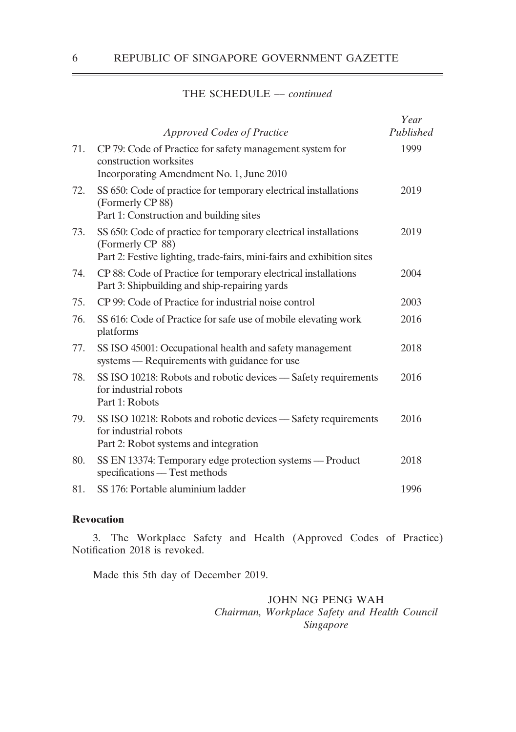THE SCHEDULE — *continued*

| | *Approved Codes of Practice* | *Year Published* |
|---|---|---|
| 71. | CP 79: Code of Practice for safety management system for construction worksites<br>Incorporating Amendment No. 1, June 2010 | 1999 |
| 72. | SS 650: Code of practice for temporary electrical installations (Formerly CP 88)<br>Part 1: Construction and building sites | 2019 |
| 73. | SS 650: Code of practice for temporary electrical installations (Formerly CP 88)<br>Part 2: Festive lighting, trade-fairs, mini-fairs and exhibition sites | 2019 |
| 74. | CP 88: Code of Practice for temporary electrical installations<br>Part 3: Shipbuilding and ship-repairing yards | 2004 |
| 75. | CP 99: Code of Practice for industrial noise control | 2003 |
| 76. | SS 616: Code of Practice for safe use of mobile elevating work platforms | 2016 |
| 77. | SS ISO 45001: Occupational health and safety management systems — Requirements with guidance for use | 2018 |
| 78. | SS ISO 10218: Robots and robotic devices — Safety requirements for industrial robots<br>Part 1: Robots | 2016 |
| 79. | SS ISO 10218: Robots and robotic devices — Safety requirements for industrial robots<br>Part 2: Robot systems and integration | 2016 |
| 80. | SS EN 13374: Temporary edge protection systems — Product specifications — Test methods | 2018 |
| 81. | SS 176: Portable aluminium ladder | 1996 |

**Revocation**

3. The Workplace Safety and Health (Approved Codes of Practice) Notification 2018 is revoked.

Made this 5th day of December 2019.

JOHN NG PENG WAH
*Chairman, Workplace Safety and Health Council*
*Singapore*